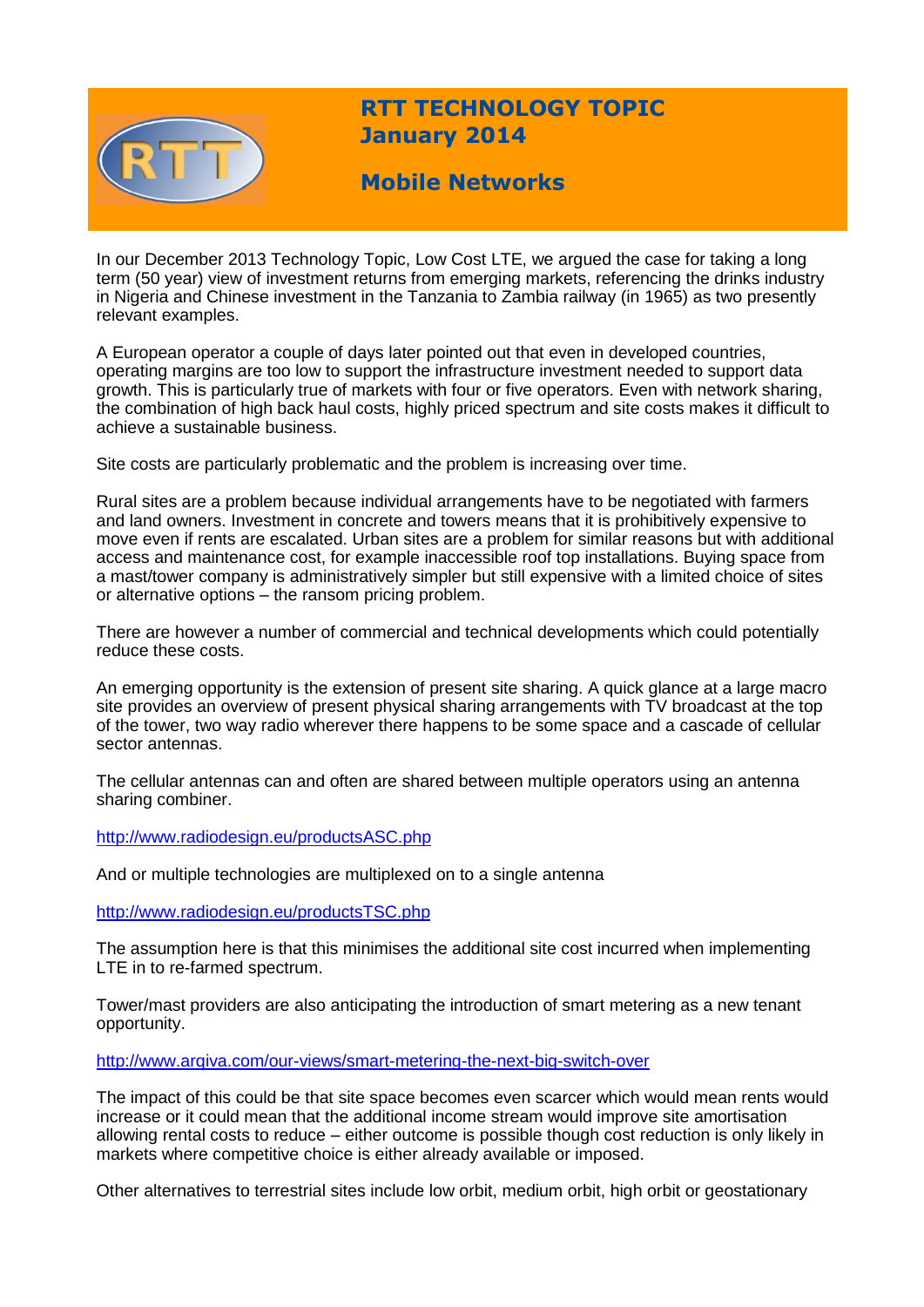# RTT TECHNOLOGY TOPIC
# January 2014

## Mobile Networks

In our December 2013 Technology Topic, Low Cost LTE, we argued the case for taking a long term (50 year) view of investment returns from emerging markets, referencing the drinks industry in Nigeria and Chinese investment in the Tanzania to Zambia railway (in 1965) as two presently relevant examples.

A European operator a couple of days later pointed out that even in developed countries, operating margins are too low to support the infrastructure investment needed to support data growth. This is particularly true of markets with four or five operators. Even with network sharing, the combination of high back haul costs, highly priced spectrum and site costs makes it difficult to achieve a sustainable business.

Site costs are particularly problematic and the problem is increasing over time.

Rural sites are a problem because individual arrangements have to be negotiated with farmers and land owners. Investment in concrete and towers means that it is prohibitively expensive to move even if rents are escalated. Urban sites are a problem for similar reasons but with additional access and maintenance cost, for example inaccessible roof top installations. Buying space from a mast/tower company is administratively simpler but still expensive with a limited choice of sites or alternative options – the ransom pricing problem.

There are however a number of commercial and technical developments which could potentially reduce these costs.

An emerging opportunity is the extension of present site sharing. A quick glance at a large macro site provides an overview of present physical sharing arrangements with TV broadcast at the top of the tower, two way radio wherever there happens to be some space and a cascade of cellular sector antennas.

The cellular antennas can and often are shared between multiple operators using an antenna sharing combiner.

http://www.radiodesign.eu/productsASC.php

And or multiple technologies are multiplexed on to a single antenna

http://www.radiodesign.eu/productsTSC.php

The assumption here is that this minimises the additional site cost incurred when implementing LTE in to re-farmed spectrum.

Tower/mast providers are also anticipating the introduction of smart metering as a new tenant opportunity.

http://www.arqiva.com/our-views/smart-metering-the-next-big-switch-over

The impact of this could be that site space becomes even scarcer which would mean rents would increase or it could mean that the additional income stream would improve site amortisation allowing rental costs to reduce – either outcome is possible though cost reduction is only likely in markets where competitive choice is either already available or imposed.

Other alternatives to terrestrial sites include low orbit, medium orbit, high orbit or geostationary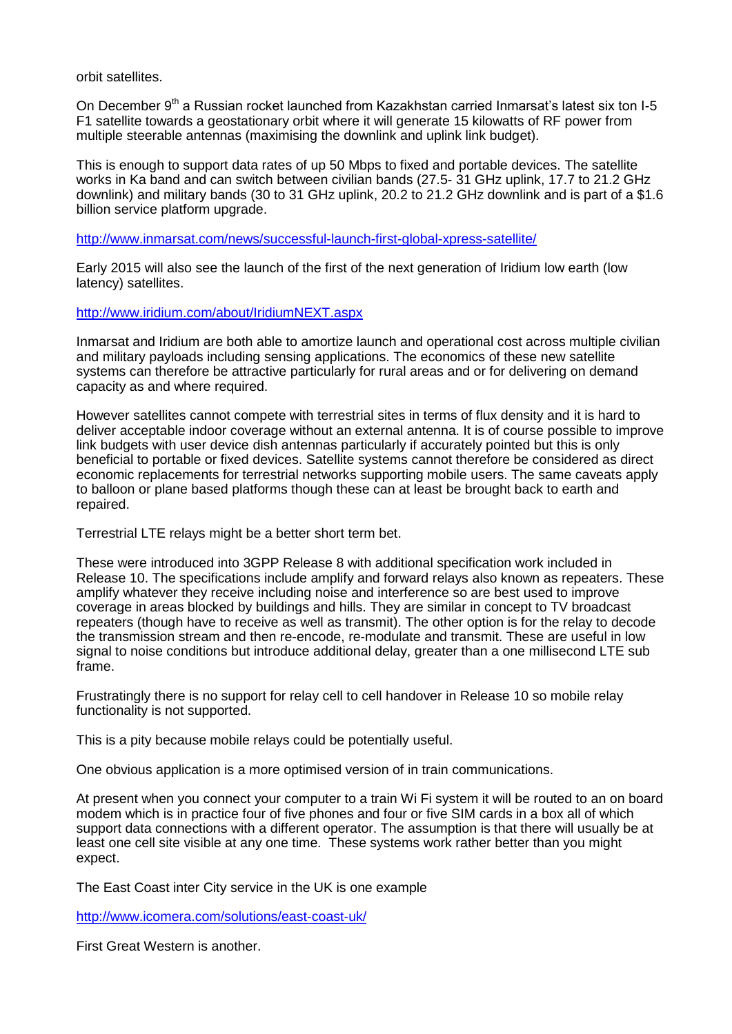orbit satellites.

On December 9th a Russian rocket launched from Kazakhstan carried Inmarsat's latest six ton I-5 F1 satellite towards a geostationary orbit where it will generate 15 kilowatts of RF power from multiple steerable antennas (maximising the downlink and uplink link budget).

This is enough to support data rates of up 50 Mbps to fixed and portable devices. The satellite works in Ka band and can switch between civilian bands (27.5- 31 GHz uplink, 17.7 to 21.2 GHz downlink) and military bands (30 to 31 GHz uplink, 20.2 to 21.2 GHz downlink and is part of a $1.6 billion service platform upgrade.

http://www.inmarsat.com/news/successful-launch-first-global-xpress-satellite/

Early 2015 will also see the launch of the first of the next generation of Iridium low earth (low latency) satellites.

http://www.iridium.com/about/IridiumNEXT.aspx

Inmarsat and Iridium are both able to amortize launch and operational cost across multiple civilian and military payloads including sensing applications. The economics of these new satellite systems can therefore be attractive particularly for rural areas and or for delivering on demand capacity as and where required.

However satellites cannot compete with terrestrial sites in terms of flux density and it is hard to deliver acceptable indoor coverage without an external antenna. It is of course possible to improve link budgets with user device dish antennas particularly if accurately pointed but this is only beneficial to portable or fixed devices. Satellite systems cannot therefore be considered as direct economic replacements for terrestrial networks supporting mobile users. The same caveats apply to balloon or plane based platforms though these can at least be brought back to earth and repaired.

Terrestrial LTE relays might be a better short term bet.

These were introduced into 3GPP Release 8 with additional specification work included in Release 10. The specifications include amplify and forward relays also known as repeaters. These amplify whatever they receive including noise and interference so are best used to improve coverage in areas blocked by buildings and hills. They are similar in concept to TV broadcast repeaters (though have to receive as well as transmit). The other option is for the relay to decode the transmission stream and then re-encode, re-modulate and transmit. These are useful in low signal to noise conditions but introduce additional delay, greater than a one millisecond LTE sub frame.

Frustratingly there is no support for relay cell to cell handover in Release 10 so mobile relay functionality is not supported.

This is a pity because mobile relays could be potentially useful.

One obvious application is a more optimised version of in train communications.

At present when you connect your computer to a train Wi Fi system it will be routed to an on board modem which is in practice four of five phones and four or five SIM cards in a box all of which support data connections with a different operator. The assumption is that there will usually be at least one cell site visible at any one time. These systems work rather better than you might expect.

The East Coast inter City service in the UK is one example

http://www.icomera.com/solutions/east-coast-uk/

First Great Western is another.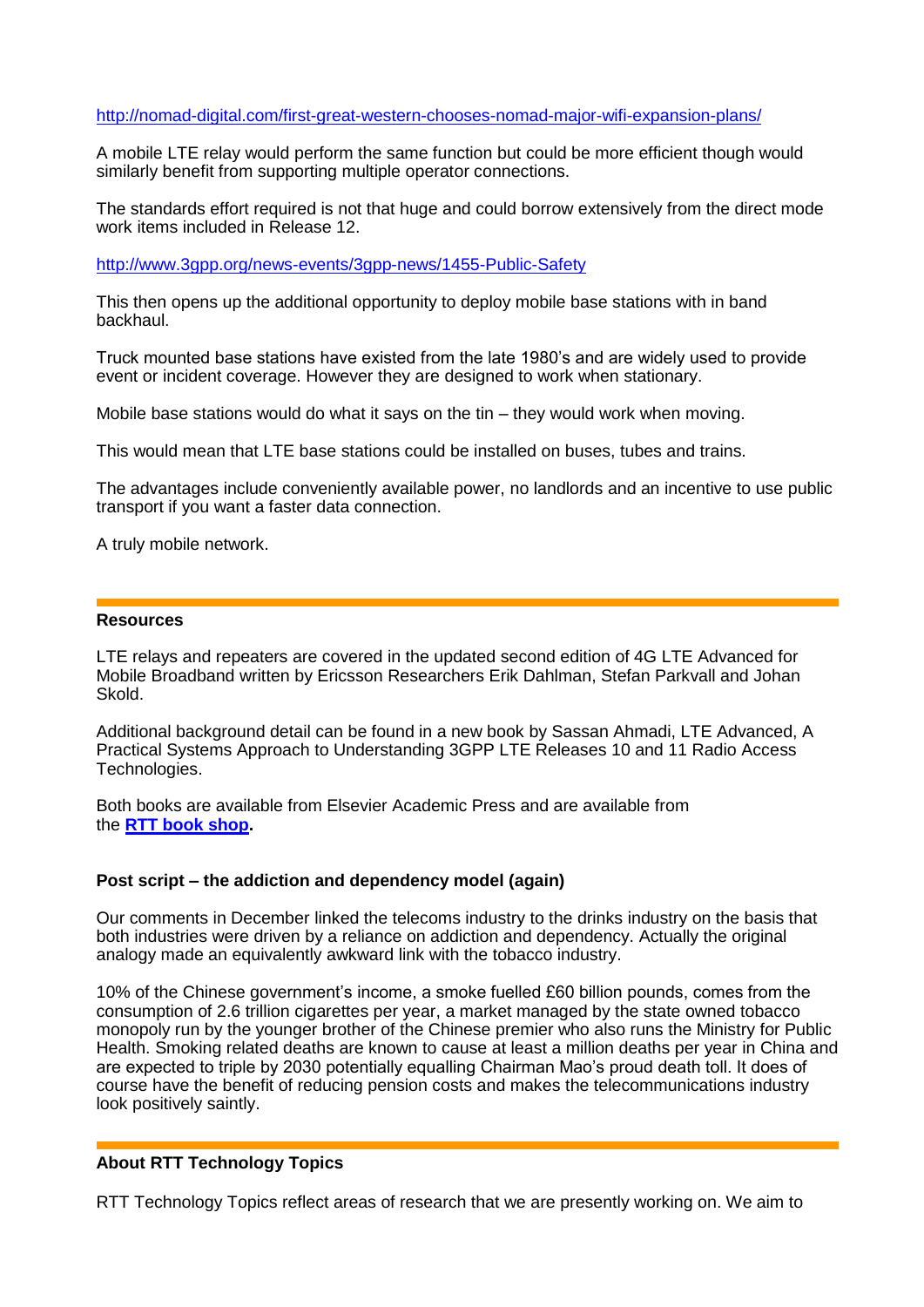http://nomad-digital.com/first-great-western-chooses-nomad-major-wifi-expansion-plans/

A mobile LTE relay would perform the same function but could be more efficient though would similarly benefit from supporting multiple operator connections.

The standards effort required is not that huge and could borrow extensively from the direct mode work items included in Release 12.

http://www.3gpp.org/news-events/3gpp-news/1455-Public-Safety

This then opens up the additional opportunity to deploy mobile base stations with in band backhaul.

Truck mounted base stations have existed from the late 1980's and are widely used to provide event or incident coverage. However they are designed to work when stationary.

Mobile base stations would do what it says on the tin – they would work when moving.

This would mean that LTE base stations could be installed on buses, tubes and trains.

The advantages include conveniently available power, no landlords and an incentive to use public transport if you want a faster data connection.

A truly mobile network.

## Resources

LTE relays and repeaters are covered in the updated second edition of 4G LTE Advanced for Mobile Broadband written by Ericsson Researchers Erik Dahlman, Stefan Parkvall and Johan Skold.

Additional background detail can be found in a new book by Sassan Ahmadi, LTE Advanced, A Practical Systems Approach to Understanding 3GPP LTE Releases 10 and 11 Radio Access Technologies.

Both books are available from Elsevier Academic Press and are available from the **RTT book shop.**

### Post script – the addiction and dependency model (again)

Our comments in December linked the telecoms industry to the drinks industry on the basis that both industries were driven by a reliance on addiction and dependency. Actually the original analogy made an equivalently awkward link with the tobacco industry.

10% of the Chinese government's income, a smoke fuelled £60 billion pounds, comes from the consumption of 2.6 trillion cigarettes per year, a market managed by the state owned tobacco monopoly run by the younger brother of the Chinese premier who also runs the Ministry for Public Health. Smoking related deaths are known to cause at least a million deaths per year in China and are expected to triple by 2030 potentially equalling Chairman Mao's proud death toll. It does of course have the benefit of reducing pension costs and makes the telecommunications industry look positively saintly.

## About RTT Technology Topics

RTT Technology Topics reflect areas of research that we are presently working on. We aim to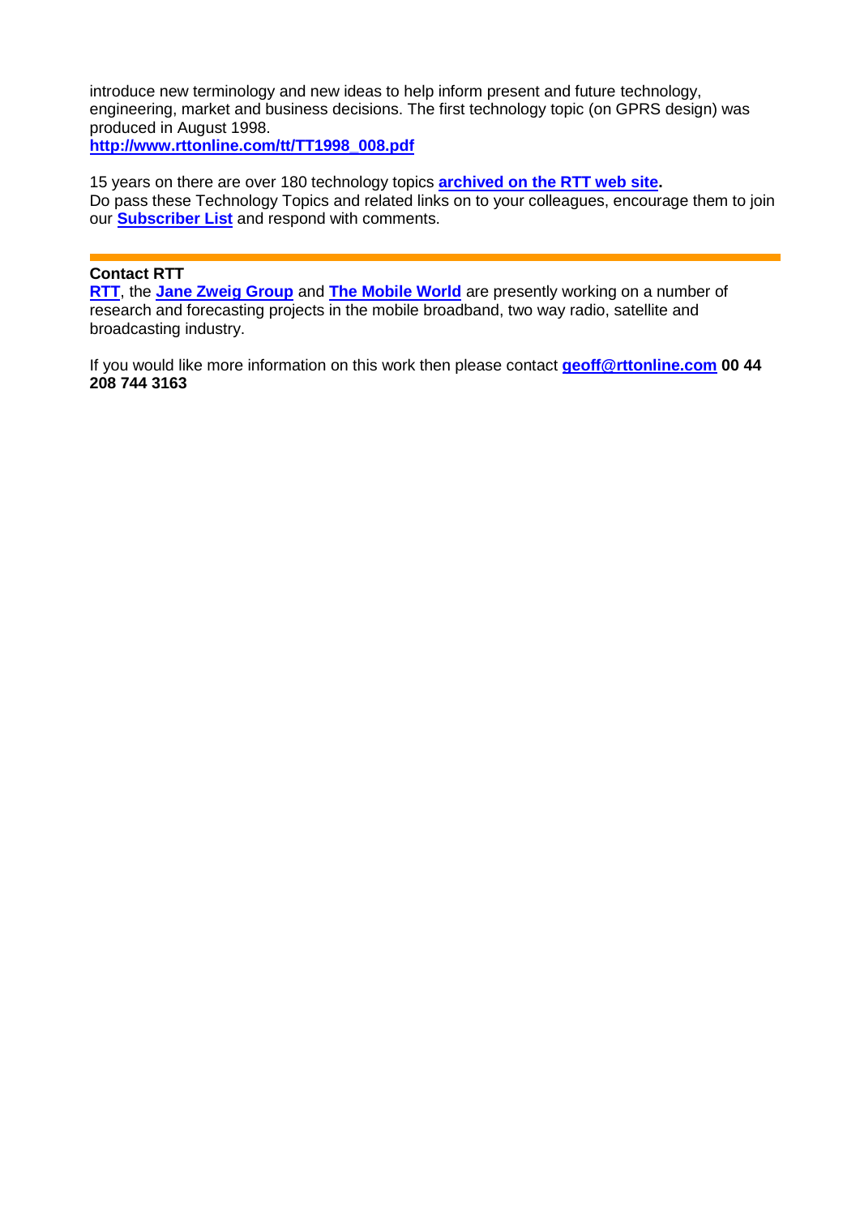introduce new terminology and new ideas to help inform present and future technology, engineering, market and business decisions. The first technology topic (on GPRS design) was produced in August 1998.
**http://www.rttonline.com/tt/TT1998_008.pdf**

15 years on there are over 180 technology topics **archived on the RTT web site.**
Do pass these Technology Topics and related links on to your colleagues, encourage them to join our **Subscriber List** and respond with comments.

---

**Contact RTT**
**RTT**, the **Jane Zweig Group** and **The Mobile World** are presently working on a number of research and forecasting projects in the mobile broadband, two way radio, satellite and broadcasting industry.

If you would like more information on this work then please contact **geoff@rttonline.com** **00 44 208 744 3163**